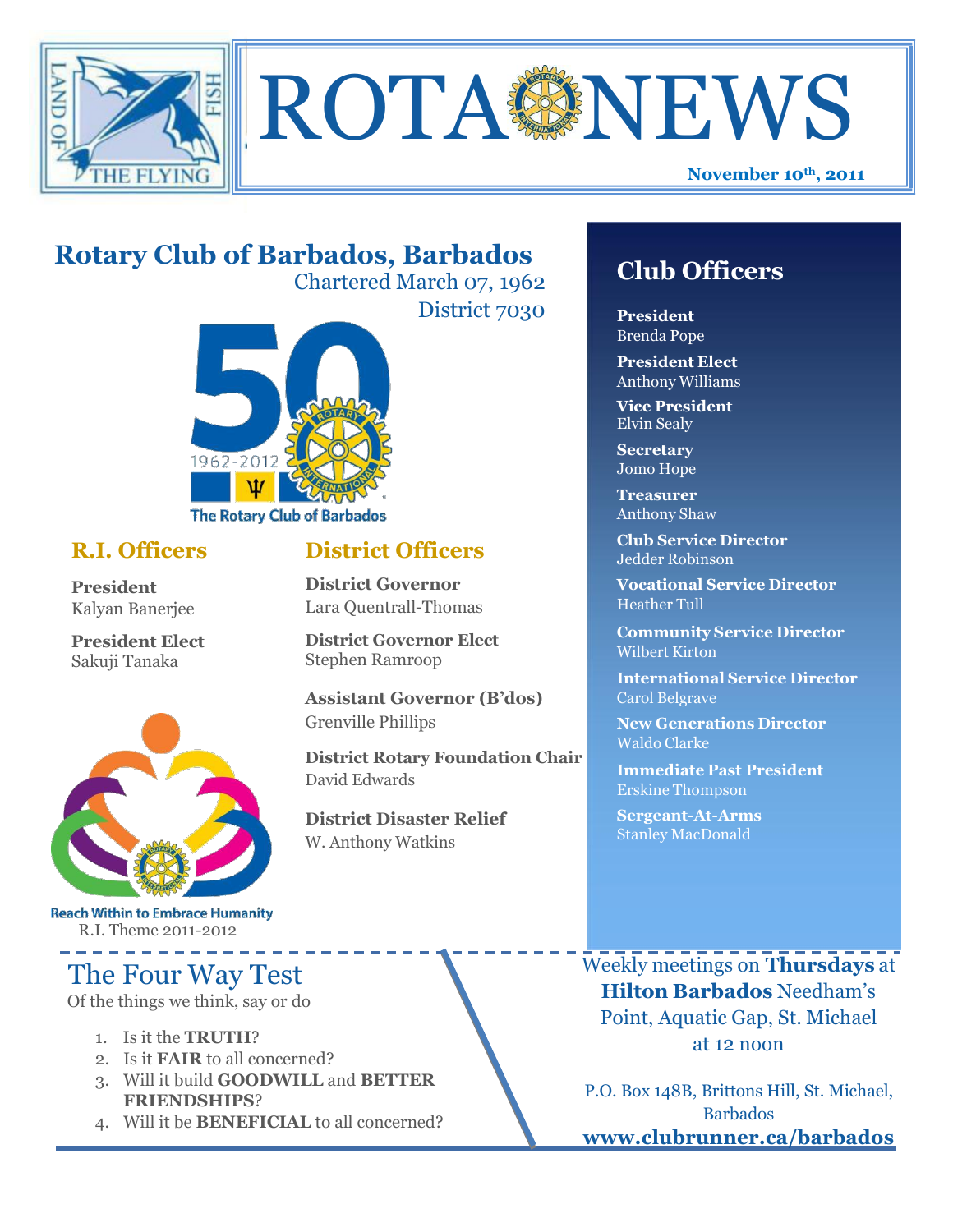# ROTA NEWS

**November 10th, 2011**

## Rotary Club of Barbados, Barbados

Chartered March 07, 1962

District 7030

1962-2012

The Rotary Club of Barbados

### R.I. Officers

**President**
Kalyan Banerjee

**President Elect**
Sakuji Tanaka

Reach Within to Embrace Humanity

R.I. Theme 2011-2012

### District Officers

**District Governor**
Lara Quentrall-Thomas

**District Governor Elect**
Stephen Ramroop

**Assistant Governor (B'dos)**
Grenville Phillips

**District Rotary Foundation Chair**
David Edwards

**District Disaster Relief**
W. Anthony Watkins

## Club Officers

**President**
Brenda Pope

**President Elect**
Anthony Williams

**Vice President**
Elvin Sealy

**Secretary**
Jomo Hope

**Treasurer**
Anthony Shaw

**Club Service Director**
Jedder Robinson

**Vocational Service Director**
Heather Tull

**Community Service Director**
Wilbert Kirton

**International Service Director**
Carol Belgrave

**New Generations Director**
Waldo Clarke

**Immediate Past President**
Erskine Thompson

**Sergeant-At-Arms**
Stanley MacDonald

## The Four Way Test

Of the things we think, say or do

1. Is it the **TRUTH**?
2. Is it **FAIR** to all concerned?
3. Will it build **GOODWILL** and **BETTER FRIENDSHIPS**?
4. Will it be **BENEFICIAL** to all concerned?

Weekly meetings on **Thursdays** at **Hilton Barbados** Needham's Point, Aquatic Gap, St. Michael at 12 noon

P.O. Box 148B, Brittons Hill, St. Michael, Barbados

**www.clubrunner.ca/barbados**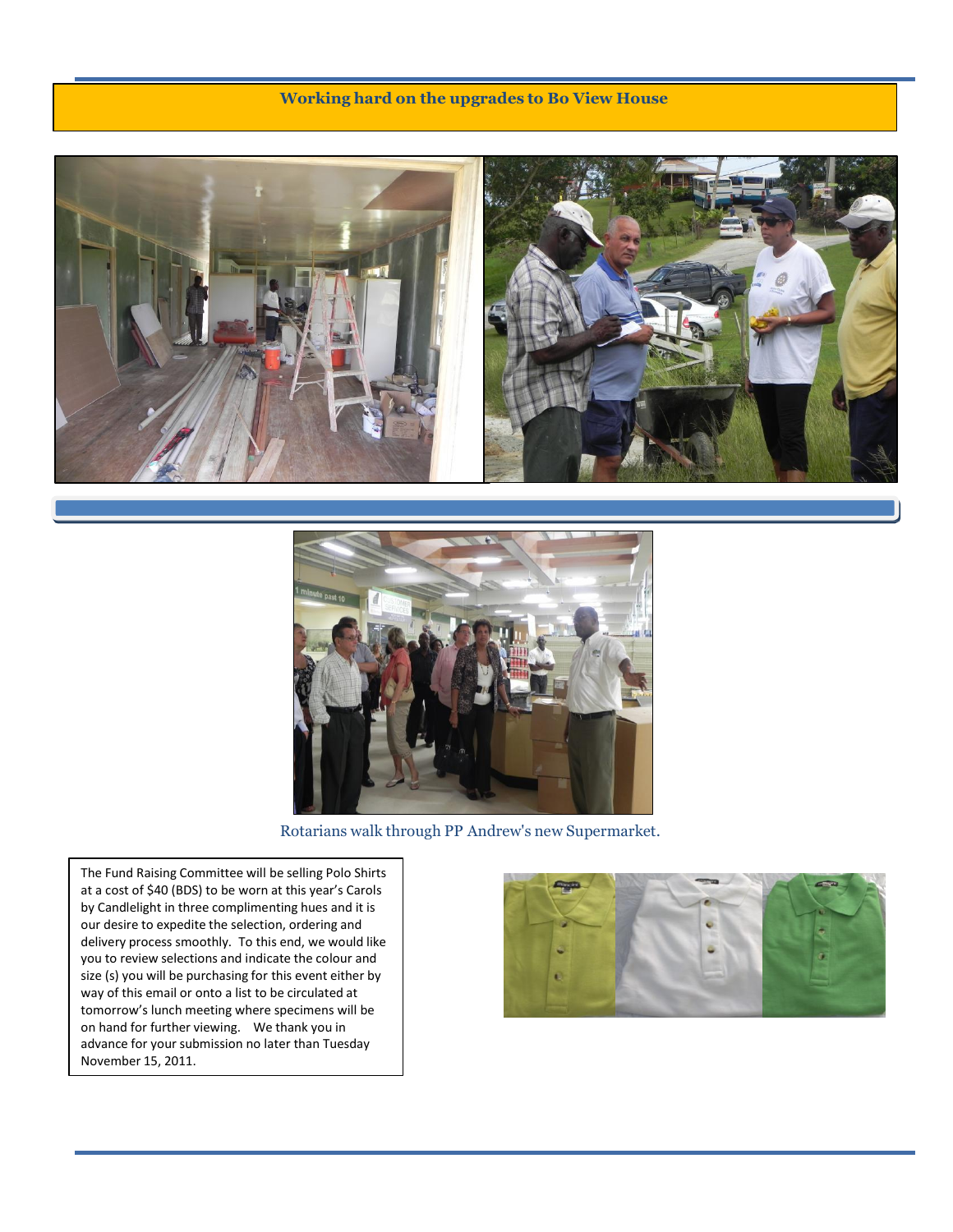## Working hard on the upgrades to Bo View House

Rotarians walk through PP Andrew's new Supermarket.

The Fund Raising Committee will be selling Polo Shirts at a cost of $40 (BDS) to be worn at this year's Carols by Candlelight in three complimenting hues and it is our desire to expedite the selection, ordering and delivery process smoothly. To this end, we would like you to review selections and indicate the colour and size (s) you will be purchasing for this event either by way of this email or onto a list to be circulated at tomorrow's lunch meeting where specimens will be on hand for further viewing. We thank you in advance for your submission no later than Tuesday November 15, 2011.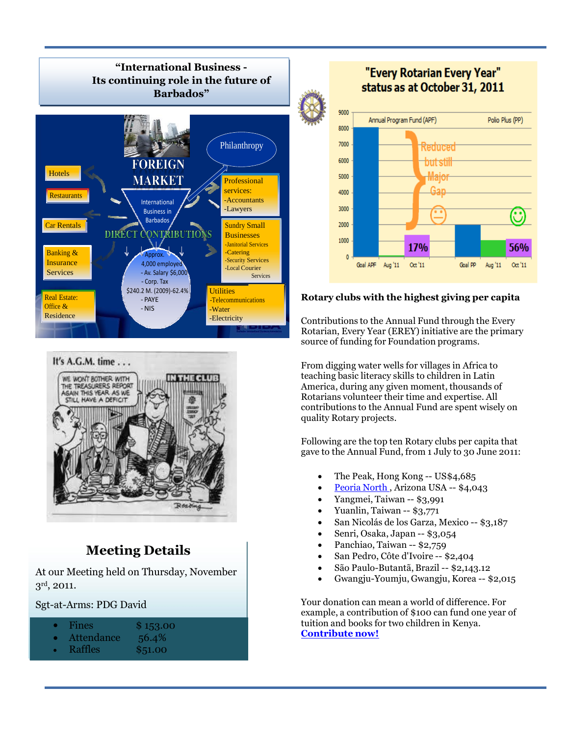## "International Business - Its continuing role in the future of Barbados"

FOREIGN MARKET

International Business in Barbados

DIRECT CONTRIBUTIONS

- Approx. 4,000 employed
- Av. Salary $6,000
- Corp. Tax $240.2 M. (2009)-62.4%
- PAYE
- NIS

Philanthropy

Hotels

Restaurants

Car Rentals

Banking & Insurance Services

Real Estate: Office & Residence

Professional services:
- Accountants
- Lawyers

Sundry Small Businesses
- Janitorial Services
- Catering
- Security Services
- Local Courier Services

Utilities
- Telecommunications
- Water
- Electricity

It's A.G.M. time . . .

WE WON'T BOTHER WITH THE TREASURERS REPORT AGAIN THIS YEAR AS WE STILL HAVE A DEFICIT

IN THE CLUB

## Meeting Details

At our Meeting held on Thursday, November 3rd, 2011.

Sgt-at-Arms: PDG David

- Fines $ 153.00
- Attendance 56.4%
- Raffles $51.00

## "Every Rotarian Every Year" status as at October 31, 2011

| | Goal APF | Aug '11 | Oct '11 | Goal PP | Aug '11 | Oct '11 |
|---|---|---|---|---|---|---|
| | Annual Program Fund (APF) | | 17% | Polio Plus (PP) | | 56% |

Reduced but still Major Gap

## Rotary clubs with the highest giving per capita

Contributions to the Annual Fund through the Every Rotarian, Every Year (EREY) initiative are the primary source of funding for Foundation programs.

From digging water wells for villages in Africa to teaching basic literacy skills to children in Latin America, during any given moment, thousands of Rotarians volunteer their time and expertise. All contributions to the Annual Fund are spent wisely on quality Rotary projects.

Following are the top ten Rotary clubs per capita that gave to the Annual Fund, from 1 July to 30 June 2011:

- The Peak, Hong Kong -- US$4,685
- Peoria North , Arizona USA -- $4,043
- Yangmei, Taiwan -- $3,991
- Yuanlin, Taiwan -- $3,771
- San Nicolás de los Garza, Mexico -- $3,187
- Senri, Osaka, Japan -- $3,054
- Panchiao, Taiwan -- $2,759
- San Pedro, Côte d'Ivoire -- $2,404
- São Paulo-Butantã, Brazil -- $2,143.12
- Gwangju-Youmju, Gwangju, Korea -- $2,015

Your donation can mean a world of difference. For example, a contribution of $100 can fund one year of tuition and books for two children in Kenya. **Contribute now!**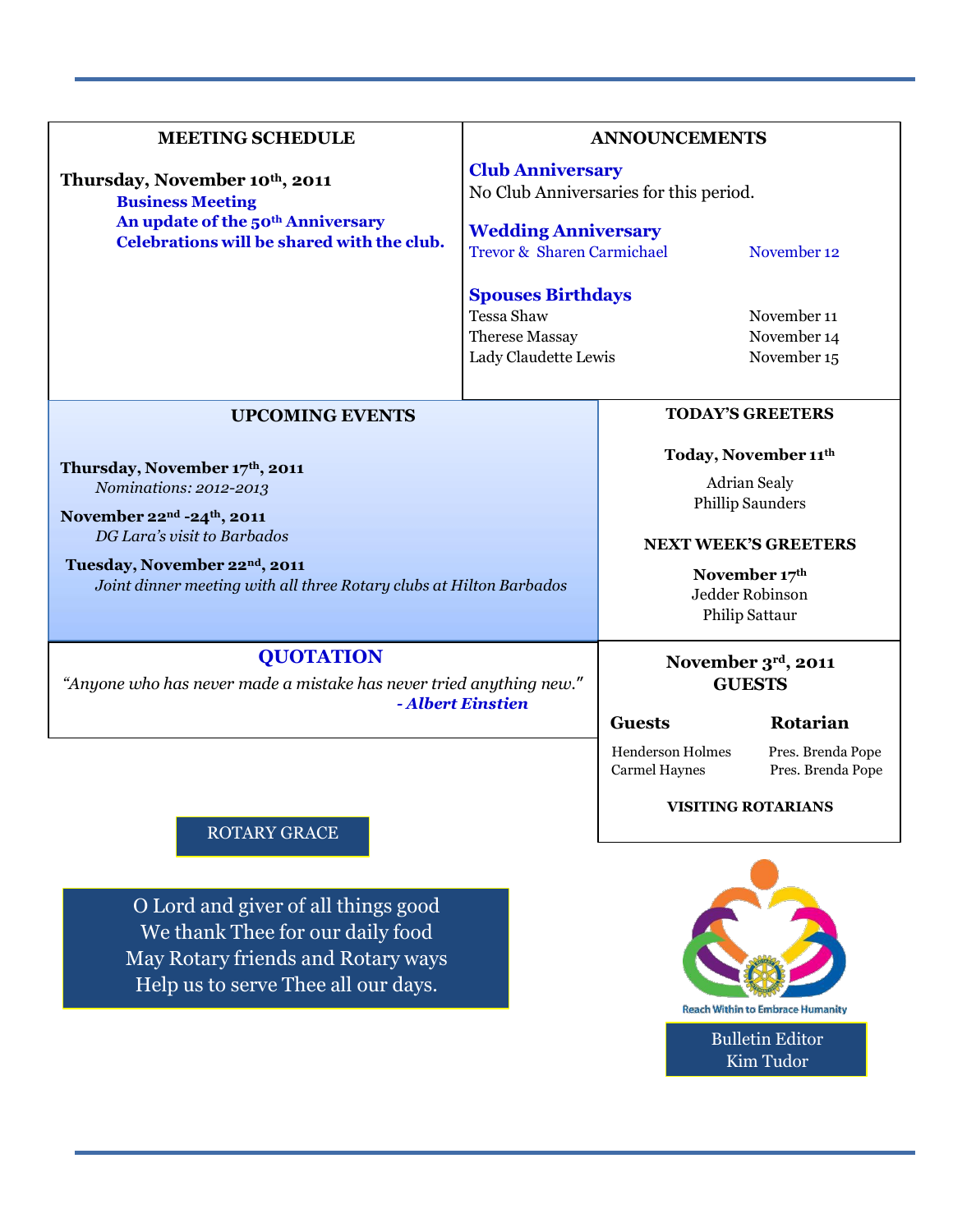## MEETING SCHEDULE

**Thursday, November 10th, 2011**

**Business Meeting**
**An update of the 50th Anniversary Celebrations will be shared with the club.**

## ANNOUNCEMENTS

### Club Anniversary

No Club Anniversaries for this period.

### Wedding Anniversary

| | |
|---|---|
| Trevor & Sharen Carmichael | November 12 |

### Spouses Birthdays

| | |
|---|---|
| Tessa Shaw | November 11 |
| Therese Massay | November 14 |
| Lady Claudette Lewis | November 15 |

## UPCOMING EVENTS

**Thursday, November 17th, 2011**
*Nominations: 2012-2013*

**November 22nd -24th, 2011**
*DG Lara's visit to Barbados*

**Tuesday, November 22nd, 2011**
*Joint dinner meeting with all three Rotary clubs at Hilton Barbados*

## TODAY'S GREETERS

**Today, November 11th**

Adrian Sealy
Phillip Saunders

## NEXT WEEK'S GREETERS

**November 17th**

Jedder Robinson
Philip Sattaur

## QUOTATION

*"Anyone who has never made a mistake has never tried anything new."*
***- Albert Einstien***

## November 3rd, 2011 GUESTS

| Guests | Rotarian |
|---|---|
| Henderson Holmes | Pres. Brenda Pope |
| Carmel Haynes | Pres. Brenda Pope |

**VISITING ROTARIANS**

ROTARY GRACE

O Lord and giver of all things good
We thank Thee for our daily food
May Rotary friends and Rotary ways
Help us to serve Thee all our days.

Reach Within to Embrace Humanity

Bulletin Editor
Kim Tudor